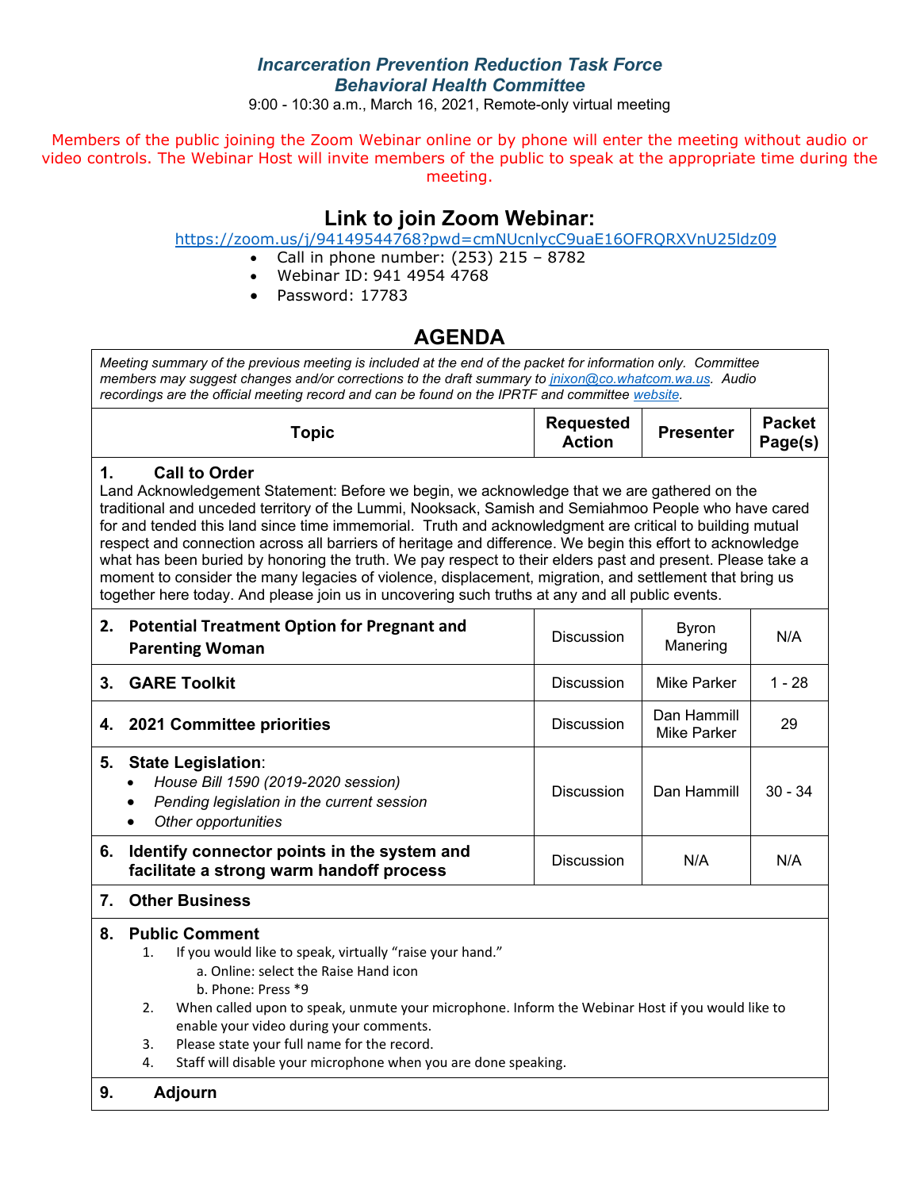# *Incarceration Prevention Reduction Task Force*
## *Behavioral Health Committee*

9:00 - 10:30 a.m., March 16, 2021, Remote-only virtual meeting

Members of the public joining the Zoom Webinar online or by phone will enter the meeting without audio or video controls. The Webinar Host will invite members of the public to speak at the appropriate time during the meeting.

## Link to join Zoom Webinar:

https://zoom.us/j/94149544768?pwd=cmNUcnlycC9uaE16OFRQRXVnU25ldz09

- Call in phone number: (253) 215 – 8782
- Webinar ID: 941 4954 4768
- Password: 17783

## AGENDA

*Meeting summary of the previous meeting is included at the end of the packet for information only. Committee members may suggest changes and/or corrections to the draft summary to jnixon@co.whatcom.wa.us. Audio recordings are the official meeting record and can be found on the IPRTF and committee website.*

| Topic | Requested Action | Presenter | Packet Page(s) |
|---|---|---|---|
| **1. Call to Order**<br>Land Acknowledgement Statement: Before we begin, we acknowledge that we are gathered on the traditional and unceded territory of the Lummi, Nooksack, Samish and Semiahmoo People who have cared for and tended this land since time immemorial. Truth and acknowledgment are critical to building mutual respect and connection across all barriers of heritage and difference. We begin this effort to acknowledge what has been buried by honoring the truth. We pay respect to their elders past and present. Please take a moment to consider the many legacies of violence, displacement, migration, and settlement that bring us together here today. And please join us in uncovering such truths at any and all public events. | | | |
| **2. Potential Treatment Option for Pregnant and Parenting Woman** | Discussion | Byron Manering | N/A |
| **3. GARE Toolkit** | Discussion | Mike Parker | 1 - 28 |
| **4. 2021 Committee priorities** | Discussion | Dan Hammill<br>Mike Parker | 29 |
| **5. State Legislation**:<br>• *House Bill 1590 (2019-2020 session)*<br>• *Pending legislation in the current session*<br>• *Other opportunities* | Discussion | Dan Hammill | 30 - 34 |
| **6. Identify connector points in the system and facilitate a strong warm handoff process** | Discussion | N/A | N/A |
| **7. Other Business** | | | |
| **8. Public Comment**<br>1. If you would like to speak, virtually "raise your hand."<br>a. Online: select the Raise Hand icon<br>b. Phone: Press *9<br>2. When called upon to speak, unmute your microphone. Inform the Webinar Host if you would like to enable your video during your comments.<br>3. Please state your full name for the record.<br>4. Staff will disable your microphone when you are done speaking. | | | |
| **9. Adjourn** | | | |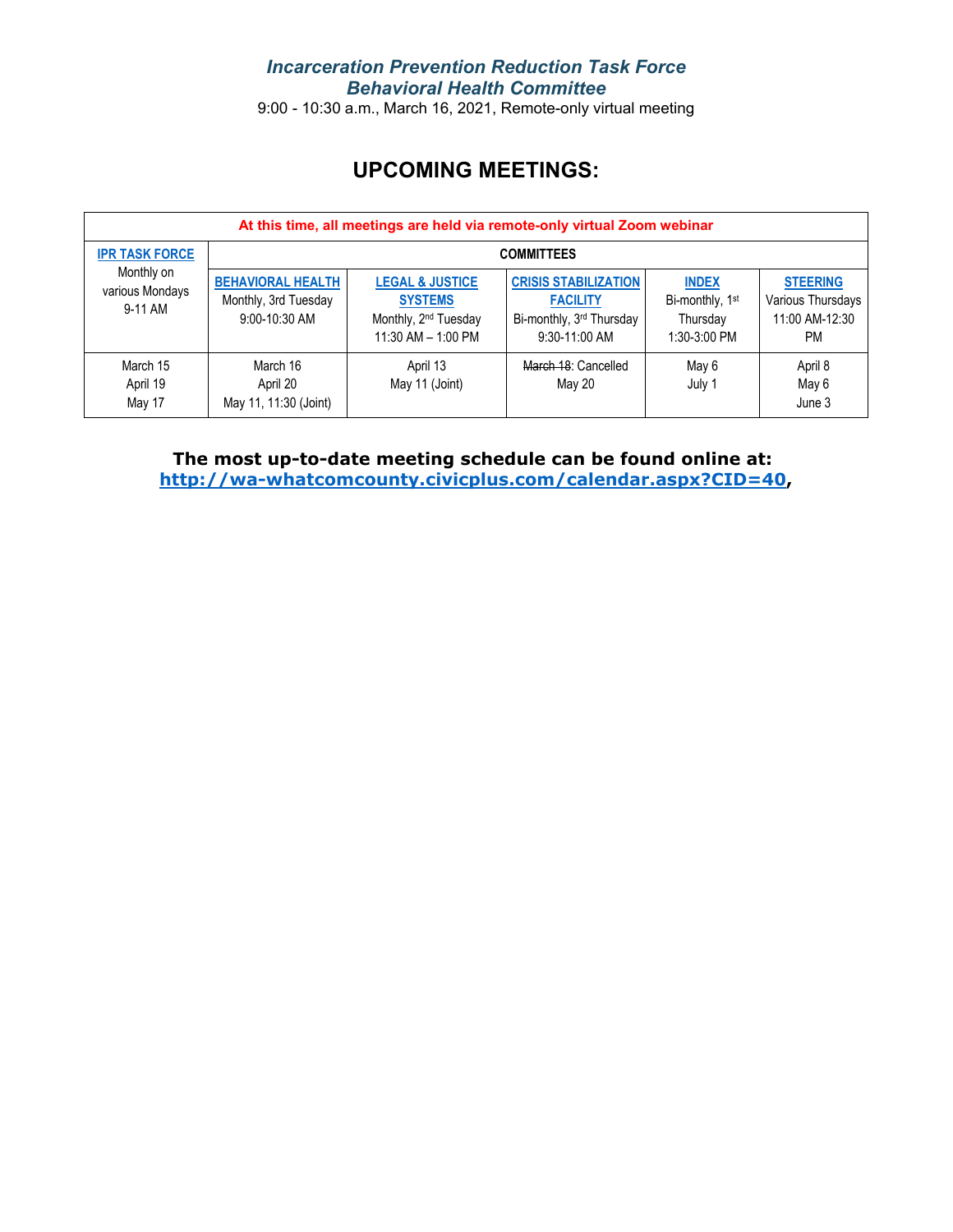*Incarceration Prevention Reduction Task Force*
*Behavioral Health Committee*
9:00 - 10:30 a.m., March 16, 2021, Remote-only virtual meeting

## UPCOMING MEETINGS:

| At this time, all meetings are held via remote-only virtual Zoom webinar | | | | | |
|---|---|---|---|---|---|
| **IPR TASK FORCE** | **COMMITTEES** | | | | |
| Monthly on various Mondays 9-11 AM | **BEHAVIORAL HEALTH** Monthly, 3rd Tuesday 9:00-10:30 AM | **LEGAL & JUSTICE SYSTEMS** Monthly, 2nd Tuesday 11:30 AM – 1:00 PM | **CRISIS STABILIZATION FACILITY** Bi-monthly, 3rd Thursday 9:30-11:00 AM | **INDEX** Bi-monthly, 1st Thursday 1:30-3:00 PM | **STEERING** Various Thursdays 11:00 AM-12:30 PM |
| March 15<br>April 19<br>May 17 | March 16<br>April 20<br>May 11, 11:30 (Joint) | April 13<br>May 11 (Joint) | ~~March 18~~: Cancelled<br>May 20 | May 6<br>July 1 | April 8<br>May 6<br>June 3 |

**The most up-to-date meeting schedule can be found online at:**
**http://wa-whatcomcounty.civicplus.com/calendar.aspx?CID=40,**